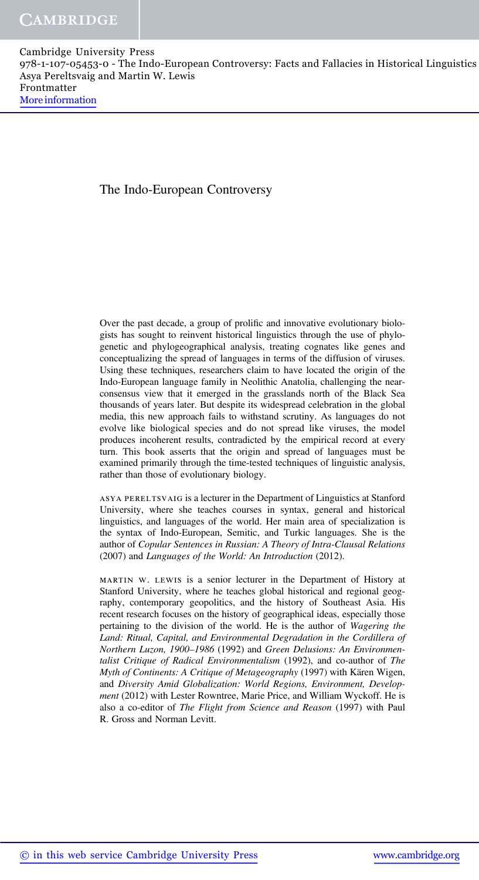# The Indo-European Controversy

Over the past decade, a group of prolific and innovative evolutionary biologists has sought to reinvent historical linguistics through the use of phylogenetic and phylogeographical analysis, treating cognates like genes and conceptualizing the spread of languages in terms of the diffusion of viruses. Using these techniques, researchers claim to have located the origin of the Indo-European language family in Neolithic Anatolia, challenging the near-consensus view that it emerged in the grasslands north of the Black Sea thousands of years later. But despite its widespread celebration in the global media, this new approach fails to withstand scrutiny. As languages do not evolve like biological species and do not spread like viruses, the model produces incoherent results, contradicted by the empirical record at every turn. This book asserts that the origin and spread of languages must be examined primarily through the time-tested techniques of linguistic analysis, rather than those of evolutionary biology.

ASYA PERELTSVAIG is a lecturer in the Department of Linguistics at Stanford University, where she teaches courses in syntax, general and historical linguistics, and languages of the world. Her main area of specialization is the syntax of Indo-European, Semitic, and Turkic languages. She is the author of *Copular Sentences in Russian: A Theory of Intra-Clausal Relations* (2007) and *Languages of the World: An Introduction* (2012).

MARTIN W. LEWIS is a senior lecturer in the Department of History at Stanford University, where he teaches global historical and regional geography, contemporary geopolitics, and the history of Southeast Asia. His recent research focuses on the history of geographical ideas, especially those pertaining to the division of the world. He is the author of *Wagering the Land: Ritual, Capital, and Environmental Degradation in the Cordillera of Northern Luzon, 1900–1986* (1992) and *Green Delusions: An Environmentalist Critique of Radical Environmentalism* (1992), and co-author of *The Myth of Continents: A Critique of Metageography* (1997) with Kären Wigen, and *Diversity Amid Globalization: World Regions, Environment, Development* (2012) with Lester Rowntree, Marie Price, and William Wyckoff. He is also a co-editor of *The Flight from Science and Reason* (1997) with Paul R. Gross and Norman Levitt.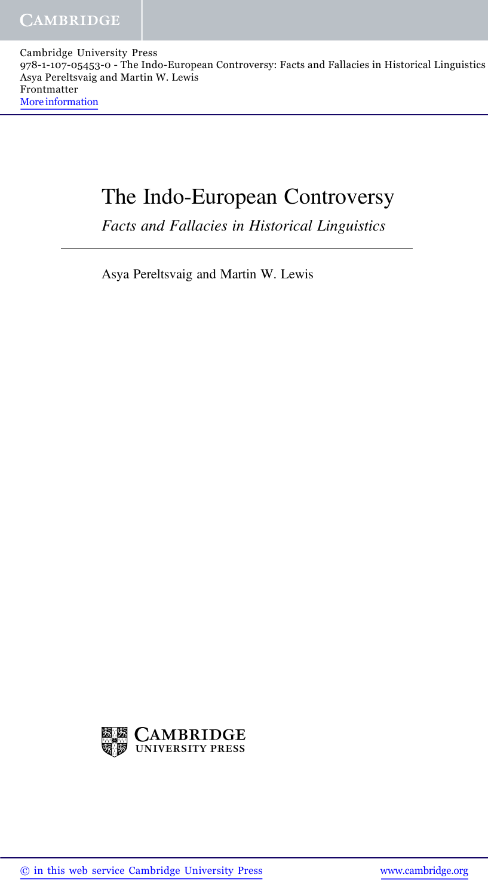# The Indo-European Controversy

*Facts and Fallacies in Historical Linguistics*

Asya Pereltsvaig and Martin W. Lewis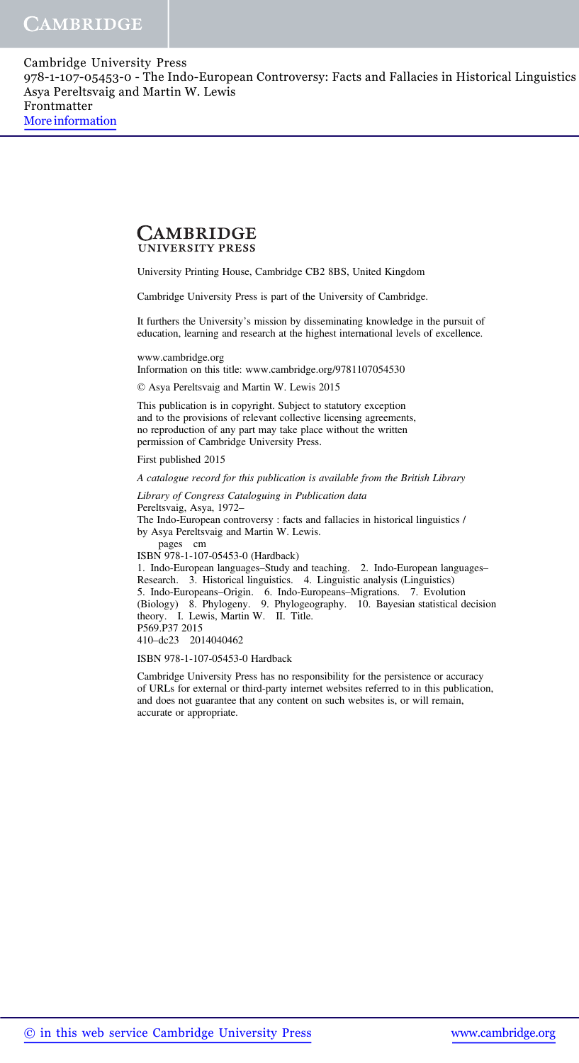**CAMBRIDGE**
**UNIVERSITY PRESS**

University Printing House, Cambridge CB2 8BS, United Kingdom

Cambridge University Press is part of the University of Cambridge.

It furthers the University's mission by disseminating knowledge in the pursuit of education, learning and research at the highest international levels of excellence.

www.cambridge.org
Information on this title: www.cambridge.org/9781107054530

© Asya Pereltsvaig and Martin W. Lewis 2015

This publication is in copyright. Subject to statutory exception and to the provisions of relevant collective licensing agreements, no reproduction of any part may take place without the written permission of Cambridge University Press.

First published 2015

*A catalogue record for this publication is available from the British Library*

*Library of Congress Cataloguing in Publication data*
Pereltsvaig, Asya, 1972–
The Indo-European controversy : facts and fallacies in historical linguistics / by Asya Pereltsvaig and Martin W. Lewis.
pages cm
ISBN 978-1-107-05453-0 (Hardback)
1. Indo-European languages–Study and teaching. 2. Indo-European languages–Research. 3. Historical linguistics. 4. Linguistic analysis (Linguistics) 5. Indo-Europeans–Origin. 6. Indo-Europeans–Migrations. 7. Evolution (Biology) 8. Phylogeny. 9. Phylogeography. 10. Bayesian statistical decision theory. I. Lewis, Martin W. II. Title.
P569.P37 2015
410–dc23 2014040462

ISBN 978-1-107-05453-0 Hardback

Cambridge University Press has no responsibility for the persistence or accuracy of URLs for external or third-party internet websites referred to in this publication, and does not guarantee that any content on such websites is, or will remain, accurate or appropriate.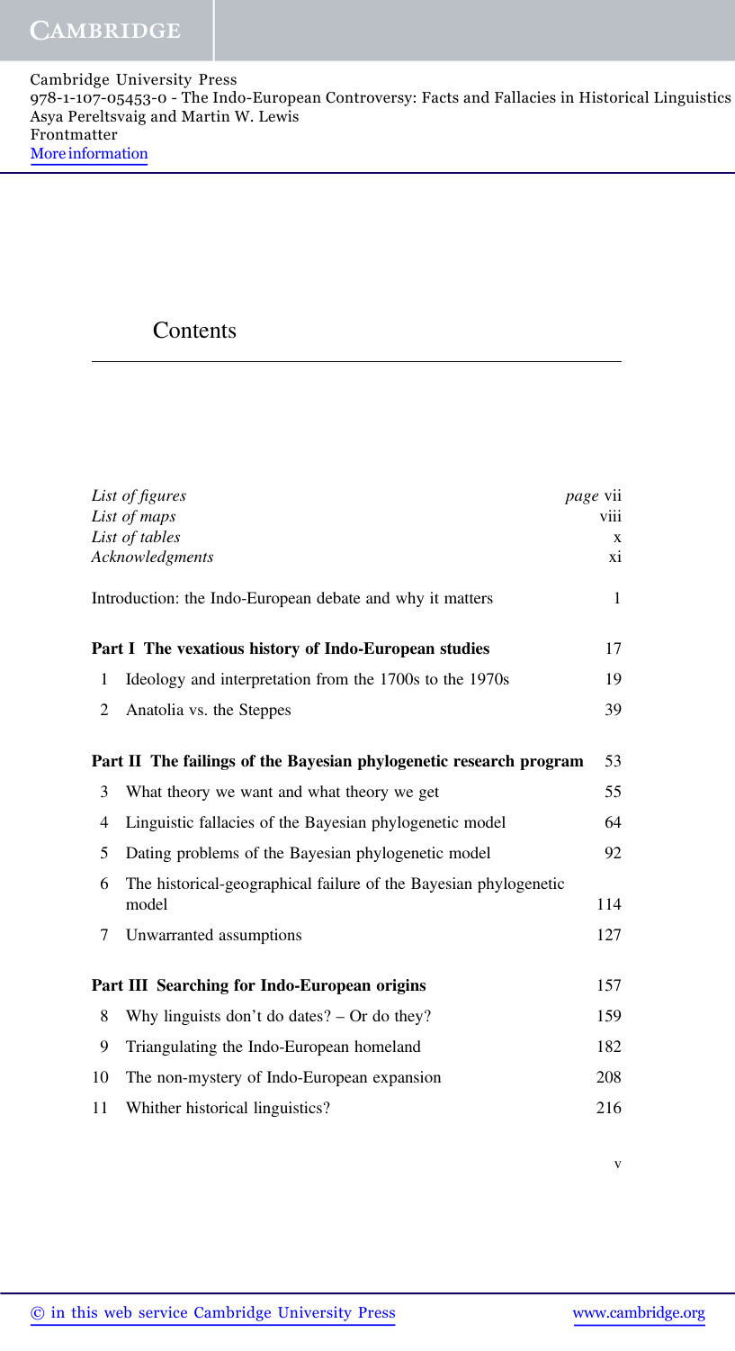# Contents

| | | |
|---|---|---|
| *List of figures* | | *page* vii |
| *List of maps* | | viii |
| *List of tables* | | x |
| *Acknowledgments* | | xi |
| Introduction: the Indo-European debate and why it matters | | 1 |
| **Part I The vexatious history of Indo-European studies** | | 17 |
| 1 | Ideology and interpretation from the 1700s to the 1970s | 19 |
| 2 | Anatolia vs. the Steppes | 39 |
| **Part II The failings of the Bayesian phylogenetic research program** | | 53 |
| 3 | What theory we want and what theory we get | 55 |
| 4 | Linguistic fallacies of the Bayesian phylogenetic model | 64 |
| 5 | Dating problems of the Bayesian phylogenetic model | 92 |
| 6 | The historical-geographical failure of the Bayesian phylogenetic model | 114 |
| 7 | Unwarranted assumptions | 127 |
| **Part III Searching for Indo-European origins** | | 157 |
| 8 | Why linguists don't do dates? – Or do they? | 159 |
| 9 | Triangulating the Indo-European homeland | 182 |
| 10 | The non-mystery of Indo-European expansion | 208 |
| 11 | Whither historical linguistics? | 216 |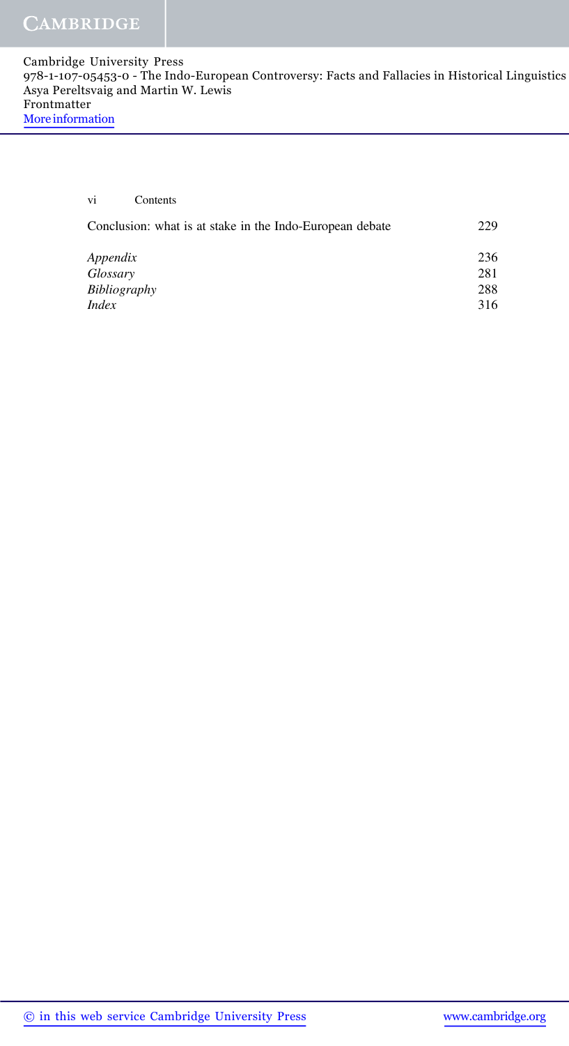| | |
|---|---|
| Conclusion: what is at stake in the Indo-European debate | 229 |
| *Appendix* | 236 |
| *Glossary* | 281 |
| *Bibliography* | 288 |
| *Index* | 316 |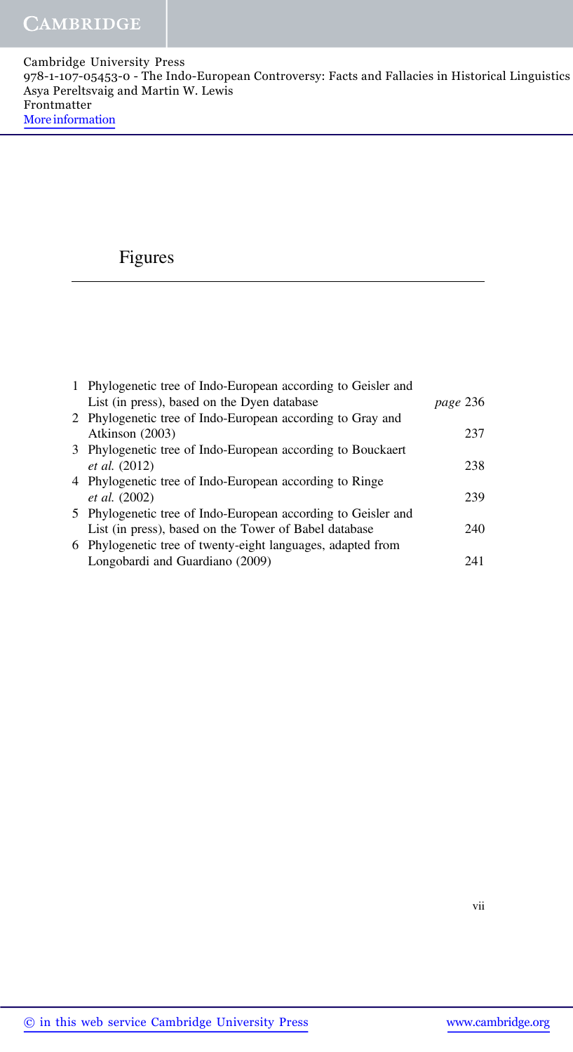# Figures

| | | |
|---|---|---|
| 1 | Phylogenetic tree of Indo-European according to Geisler and List (in press), based on the Dyen database | *page* 236 |
| 2 | Phylogenetic tree of Indo-European according to Gray and Atkinson (2003) | 237 |
| 3 | Phylogenetic tree of Indo-European according to Bouckaert *et al.* (2012) | 238 |
| 4 | Phylogenetic tree of Indo-European according to Ringe *et al.* (2002) | 239 |
| 5 | Phylogenetic tree of Indo-European according to Geisler and List (in press), based on the Tower of Babel database | 240 |
| 6 | Phylogenetic tree of twenty-eight languages, adapted from Longobardi and Guardiano (2009) | 241 |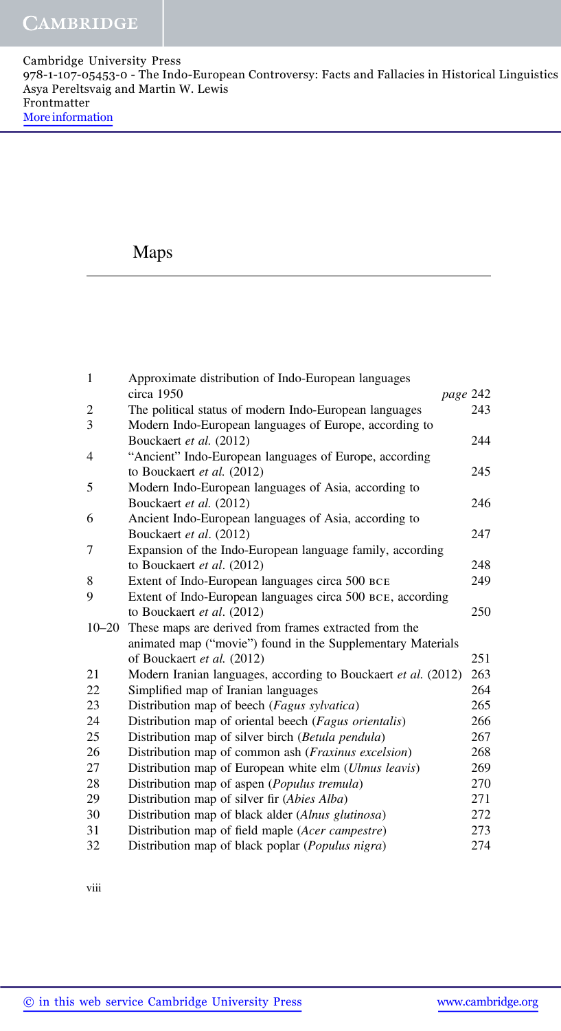# Maps

| | | |
|---|---|---|
| 1 | Approximate distribution of Indo-European languages circa 1950 | *page* 242 |
| 2 | The political status of modern Indo-European languages | 243 |
| 3 | Modern Indo-European languages of Europe, according to Bouckaert *et al.* (2012) | 244 |
| 4 | "Ancient" Indo-European languages of Europe, according to Bouckaert *et al.* (2012) | 245 |
| 5 | Modern Indo-European languages of Asia, according to Bouckaert *et al.* (2012) | 246 |
| 6 | Ancient Indo-European languages of Asia, according to Bouckaert *et al*. (2012) | 247 |
| 7 | Expansion of the Indo-European language family, according to Bouckaert *et al*. (2012) | 248 |
| 8 | Extent of Indo-European languages circa 500 BCE | 249 |
| 9 | Extent of Indo-European languages circa 500 BCE, according to Bouckaert *et al*. (2012) | 250 |
| 10–20 | These maps are derived from frames extracted from the animated map ("movie") found in the Supplementary Materials of Bouckaert *et al.* (2012) | 251 |
| 21 | Modern Iranian languages, according to Bouckaert *et al.* (2012) | 263 |
| 22 | Simplified map of Iranian languages | 264 |
| 23 | Distribution map of beech (*Fagus sylvatica*) | 265 |
| 24 | Distribution map of oriental beech (*Fagus orientalis*) | 266 |
| 25 | Distribution map of silver birch (*Betula pendula*) | 267 |
| 26 | Distribution map of common ash (*Fraxinus excelsion*) | 268 |
| 27 | Distribution map of European white elm (*Ulmus leavis*) | 269 |
| 28 | Distribution map of aspen (*Populus tremula*) | 270 |
| 29 | Distribution map of silver fir (*Abies Alba*) | 271 |
| 30 | Distribution map of black alder (*Alnus glutinosa*) | 272 |
| 31 | Distribution map of field maple (*Acer campestre*) | 273 |
| 32 | Distribution map of black poplar (*Populus nigra*) | 274 |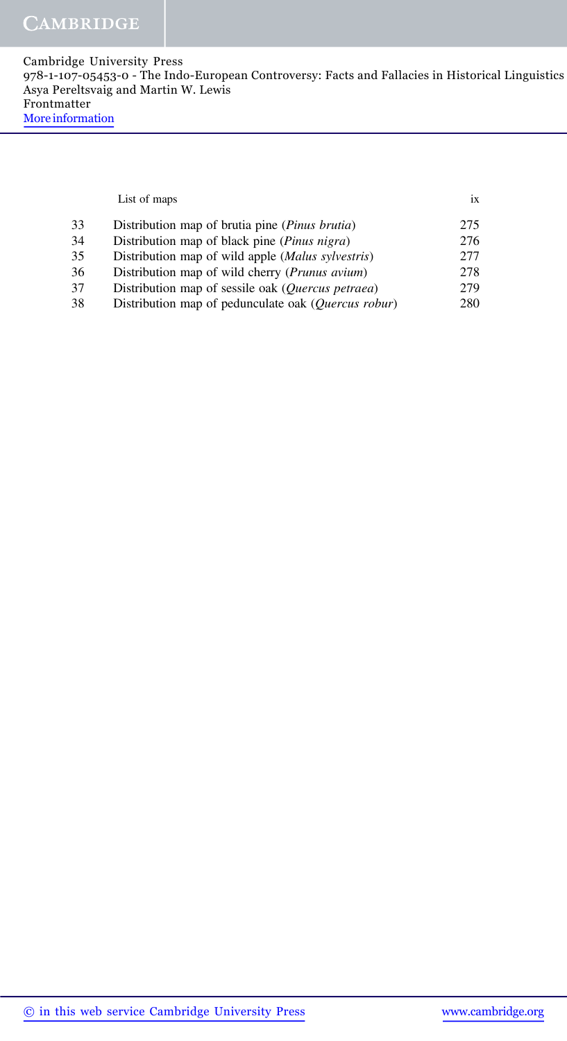| | | |
|---|---|---|
| 33 | Distribution map of brutia pine (*Pinus brutia*) | 275 |
| 34 | Distribution map of black pine (*Pinus nigra*) | 276 |
| 35 | Distribution map of wild apple (*Malus sylvestris*) | 277 |
| 36 | Distribution map of wild cherry (*Prunus avium*) | 278 |
| 37 | Distribution map of sessile oak (*Quercus petraea*) | 279 |
| 38 | Distribution map of pedunculate oak (*Quercus robur*) | 280 |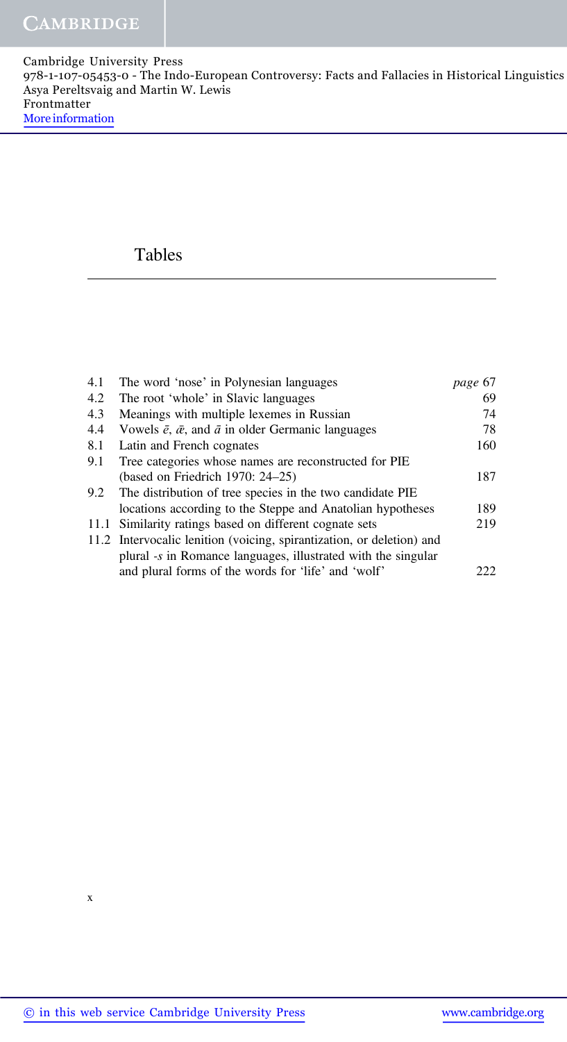# Tables

| | | |
|---|---|---|
| 4.1 | The word 'nose' in Polynesian languages | *page* 67 |
| 4.2 | The root 'whole' in Slavic languages | 69 |
| 4.3 | Meanings with multiple lexemes in Russian | 74 |
| 4.4 | Vowels *ē*, *ǣ*, and *ā* in older Germanic languages | 78 |
| 8.1 | Latin and French cognates | 160 |
| 9.1 | Tree categories whose names are reconstructed for PIE (based on Friedrich 1970: 24–25) | 187 |
| 9.2 | The distribution of tree species in the two candidate PIE locations according to the Steppe and Anatolian hypotheses | 189 |
| 11.1 | Similarity ratings based on different cognate sets | 219 |
| 11.2 | Intervocalic lenition (voicing, spirantization, or deletion) and plural *-s* in Romance languages, illustrated with the singular and plural forms of the words for 'life' and 'wolf' | 222 |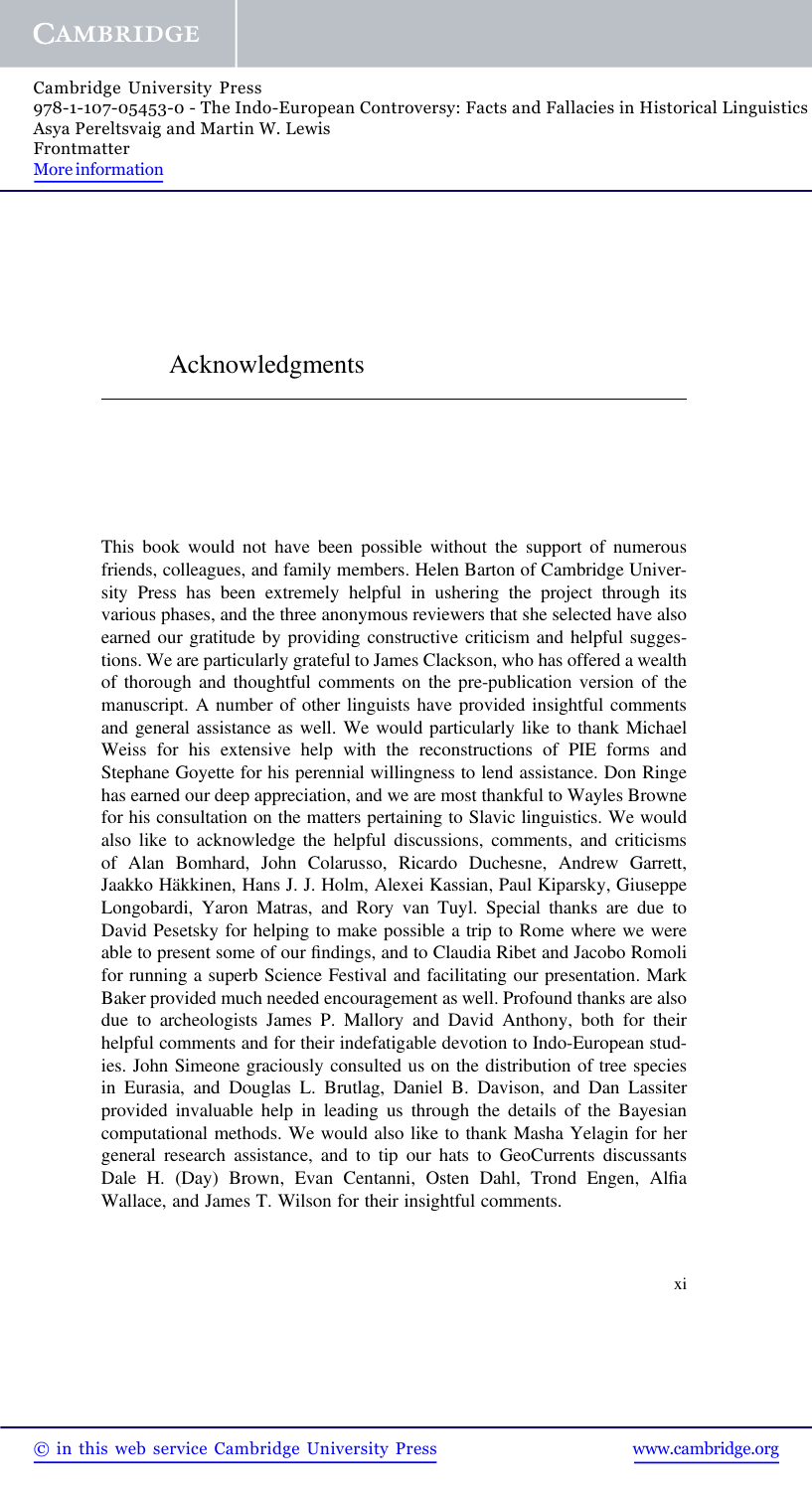# Acknowledgments

This book would not have been possible without the support of numerous friends, colleagues, and family members. Helen Barton of Cambridge University Press has been extremely helpful in ushering the project through its various phases, and the three anonymous reviewers that she selected have also earned our gratitude by providing constructive criticism and helpful suggestions. We are particularly grateful to James Clackson, who has offered a wealth of thorough and thoughtful comments on the pre-publication version of the manuscript. A number of other linguists have provided insightful comments and general assistance as well. We would particularly like to thank Michael Weiss for his extensive help with the reconstructions of PIE forms and Stephane Goyette for his perennial willingness to lend assistance. Don Ringe has earned our deep appreciation, and we are most thankful to Wayles Browne for his consultation on the matters pertaining to Slavic linguistics. We would also like to acknowledge the helpful discussions, comments, and criticisms of Alan Bomhard, John Colarusso, Ricardo Duchesne, Andrew Garrett, Jaakko Häkkinen, Hans J. J. Holm, Alexei Kassian, Paul Kiparsky, Giuseppe Longobardi, Yaron Matras, and Rory van Tuyl. Special thanks are due to David Pesetsky for helping to make possible a trip to Rome where we were able to present some of our findings, and to Claudia Ribet and Jacobo Romoli for running a superb Science Festival and facilitating our presentation. Mark Baker provided much needed encouragement as well. Profound thanks are also due to archeologists James P. Mallory and David Anthony, both for their helpful comments and for their indefatigable devotion to Indo-European studies. John Simeone graciously consulted us on the distribution of tree species in Eurasia, and Douglas L. Brutlag, Daniel B. Davison, and Dan Lassiter provided invaluable help in leading us through the details of the Bayesian computational methods. We would also like to thank Masha Yelagin for her general research assistance, and to tip our hats to GeoCurrents discussants Dale H. (Day) Brown, Evan Centanni, Osten Dahl, Trond Engen, Alfia Wallace, and James T. Wilson for their insightful comments.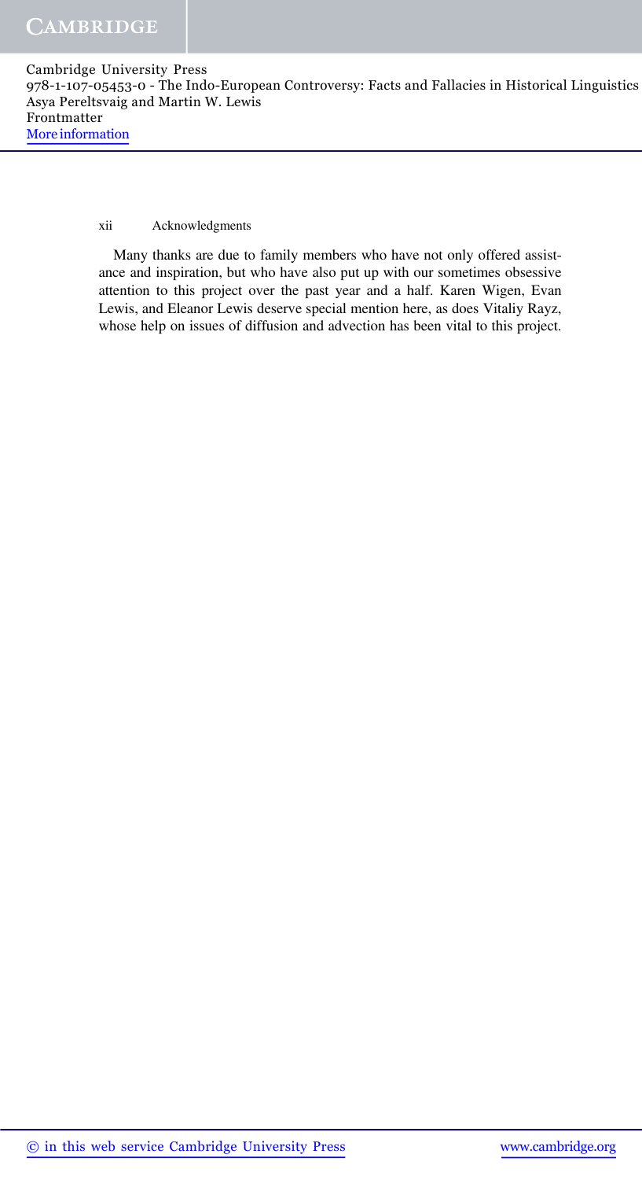Many thanks are due to family members who have not only offered assistance and inspiration, but who have also put up with our sometimes obsessive attention to this project over the past year and a half. Karen Wigen, Evan Lewis, and Eleanor Lewis deserve special mention here, as does Vitaliy Rayz, whose help on issues of diffusion and advection has been vital to this project.